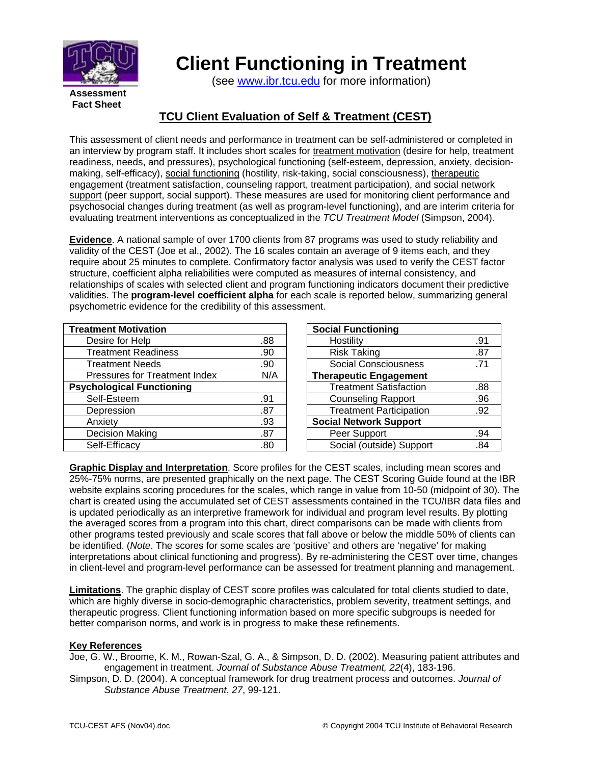**Assessment Fact Sheet**

# Client Functioning in Treatment

(see www.ibr.tcu.edu for more information)

## TCU Client Evaluation of Self & Treatment (CEST)

This assessment of client needs and performance in treatment can be self-administered or completed in an interview by program staff. It includes short scales for treatment motivation (desire for help, treatment readiness, needs, and pressures), psychological functioning (self-esteem, depression, anxiety, decision-making, self-efficacy), social functioning (hostility, risk-taking, social consciousness), therapeutic engagement (treatment satisfaction, counseling rapport, treatment participation), and social network support (peer support, social support). These measures are used for monitoring client performance and psychosocial changes during treatment (as well as program-level functioning), and are interim criteria for evaluating treatment interventions as conceptualized in the *TCU Treatment Model* (Simpson, 2004).

**Evidence**. A national sample of over 1700 clients from 87 programs was used to study reliability and validity of the CEST (Joe et al., 2002). The 16 scales contain an average of 9 items each, and they require about 25 minutes to complete. Confirmatory factor analysis was used to verify the CEST factor structure, coefficient alpha reliabilities were computed as measures of internal consistency, and relationships of scales with selected client and program functioning indicators document their predictive validities. The **program-level coefficient alpha** for each scale is reported below, summarizing general psychometric evidence for the credibility of this assessment.

| Scale | Alpha |
|---|---|
| **Treatment Motivation** | |
| Desire for Help | .88 |
| Treatment Readiness | .90 |
| Treatment Needs | .90 |
| Pressures for Treatment Index | N/A |
| **Psychological Functioning** | |
| Self-Esteem | .91 |
| Depression | .87 |
| Anxiety | .93 |
| Decision Making | .87 |
| Self-Efficacy | .80 |
| **Social Functioning** | |
| Hostility | .91 |
| Risk Taking | .87 |
| Social Consciousness | .71 |
| **Therapeutic Engagement** | |
| Treatment Satisfaction | .88 |
| Counseling Rapport | .96 |
| Treatment Participation | .92 |
| **Social Network Support** | |
| Peer Support | .94 |
| Social (outside) Support | .84 |

**Graphic Display and Interpretation**. Score profiles for the CEST scales, including mean scores and 25%-75% norms, are presented graphically on the next page. The CEST Scoring Guide found at the IBR website explains scoring procedures for the scales, which range in value from 10-50 (midpoint of 30). The chart is created using the accumulated set of CEST assessments contained in the TCU/IBR data files and is updated periodically as an interpretive framework for individual and program level results. By plotting the averaged scores from a program into this chart, direct comparisons can be made with clients from other programs tested previously and scale scores that fall above or below the middle 50% of clients can be identified. (*Note*. The scores for some scales are 'positive' and others are 'negative' for making interpretations about clinical functioning and progress). By re-administering the CEST over time, changes in client-level and program-level performance can be assessed for treatment planning and management.

**Limitations**. The graphic display of CEST score profiles was calculated for total clients studied to date, which are highly diverse in socio-demographic characteristics, problem severity, treatment settings, and therapeutic progress. Client functioning information based on more specific subgroups is needed for better comparison norms, and work is in progress to make these refinements.

**Key References**

Joe, G. W., Broome, K. M., Rowan-Szal, G. A., & Simpson, D. D. (2002). Measuring patient attributes and engagement in treatment. *Journal of Substance Abuse Treatment, 22*(4), 183-196.

Simpson, D. D. (2004). A conceptual framework for drug treatment process and outcomes. *Journal of Substance Abuse Treatment*, *27*, 99-121.

TCU-CEST AFS (Nov04).doc © Copyright 2004 TCU Institute of Behavioral Research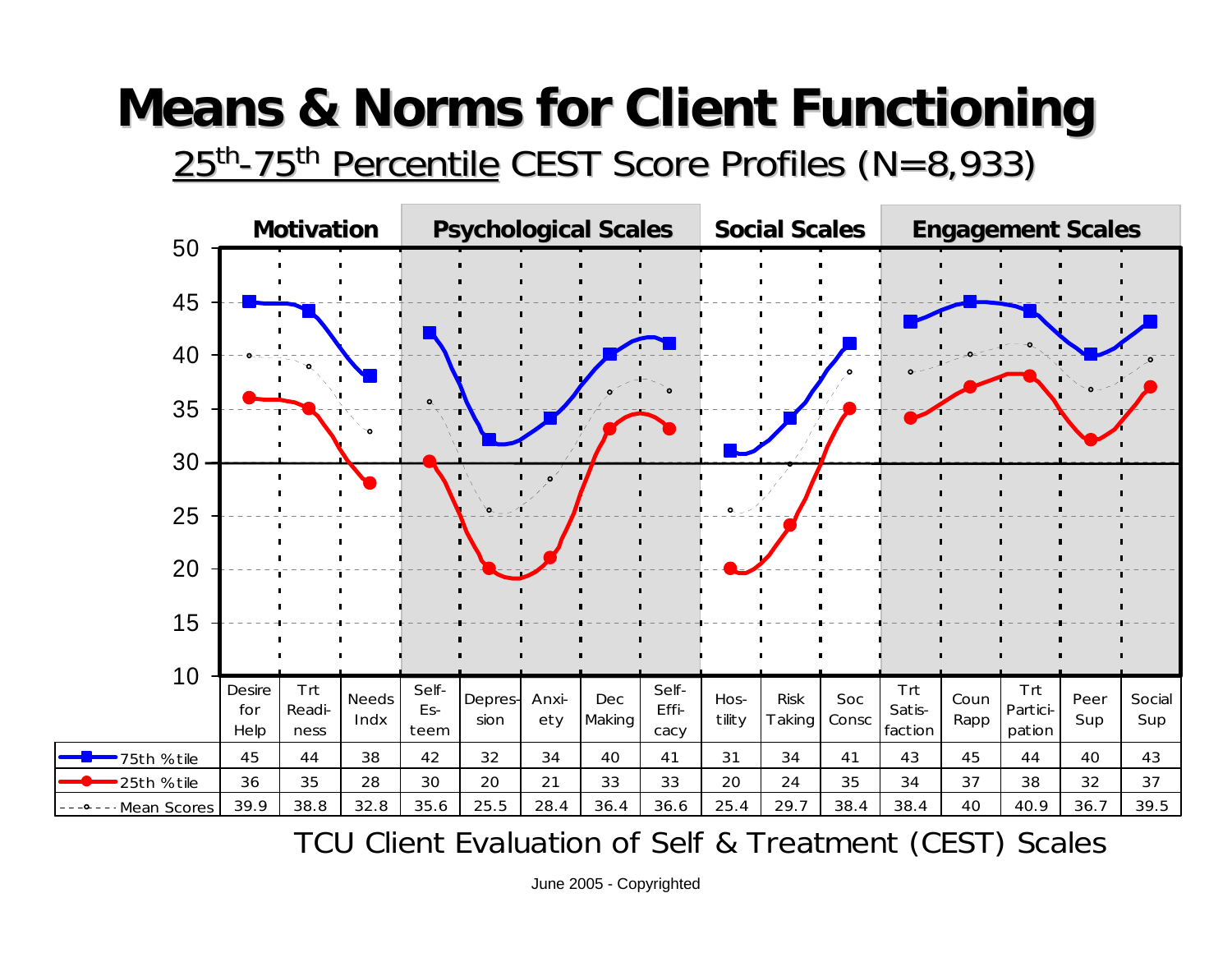# Means & Norms for Client Functioning

25th-75th Percentile CEST Score Profiles (N=8,933)

Motivation

Psychological Scales

Social Scales

Engagement Scales

50
45
40
35
30
25
20
15
10

| | Desire for Help | Trt Readi-ness | Needs Indx | Self-Es-teem | Depres-sion | Anxi-ety | Dec Making | Self-Effi-cacy | Hos-tility | Risk Taking | Soc Consc | Trt Satis-faction | Coun Rapp | Trt Partici-pation | Peer Sup | Social Sup |
|---|---|---|---|---|---|---|---|---|---|---|---|---|---|---|---|---|
| 75th %tile | 45 | 44 | 38 | 42 | 32 | 34 | 40 | 41 | 31 | 34 | 41 | 43 | 45 | 44 | 40 | 43 |
| 25th %tile | 36 | 35 | 28 | 30 | 20 | 21 | 33 | 33 | 20 | 24 | 35 | 34 | 37 | 38 | 32 | 37 |
| Mean Scores | 39.9 | 38.8 | 32.8 | 35.6 | 25.5 | 28.4 | 36.4 | 36.6 | 25.4 | 29.7 | 38.4 | 38.4 | 40 | 40.9 | 36.7 | 39.5 |

TCU Client Evaluation of Self & Treatment (CEST) Scales

June 2005 - Copyrighted